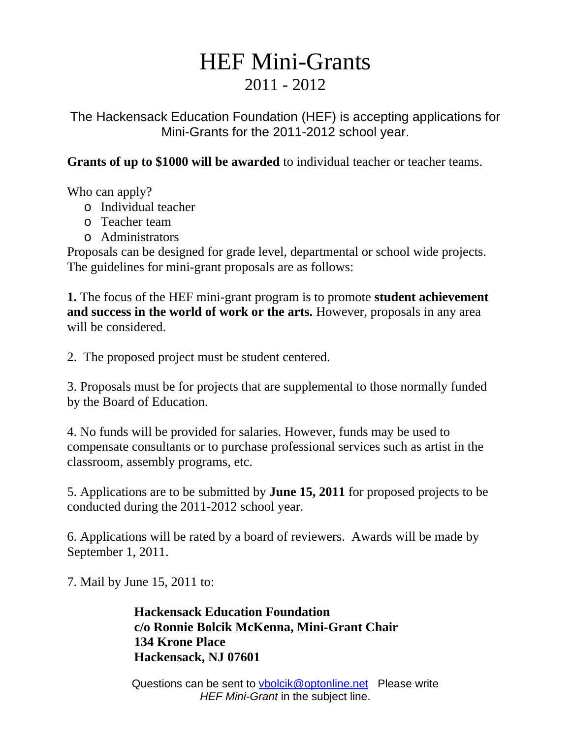# HEF Mini-Grants

## 2011 - 2012

The Hackensack Education Foundation (HEF) is accepting applications for Mini-Grants for the 2011-2012 school year.

**Grants of up to $1000 will be awarded** to individual teacher or teacher teams.

Who can apply?

- Individual teacher
- Teacher team
- Administrators

Proposals can be designed for grade level, departmental or school wide projects. The guidelines for mini-grant proposals are as follows:

**1.** The focus of the HEF mini-grant program is to promote **student achievement and success in the world of work or the arts.** However, proposals in any area will be considered.

2. The proposed project must be student centered.

3. Proposals must be for projects that are supplemental to those normally funded by the Board of Education.

4. No funds will be provided for salaries. However, funds may be used to compensate consultants or to purchase professional services such as artist in the classroom, assembly programs, etc.

5. Applications are to be submitted by **June 15, 2011** for proposed projects to be conducted during the 2011-2012 school year.

6. Applications will be rated by a board of reviewers. Awards will be made by September 1, 2011.

7. Mail by June 15, 2011 to:

> **Hackensack Education Foundation**
> **c/o Ronnie Bolcik McKenna, Mini-Grant Chair**
> **134 Krone Place**
> **Hackensack, NJ 07601**

Questions can be sent to vbolcik@optonline.net Please write *HEF Mini-Grant* in the subject line.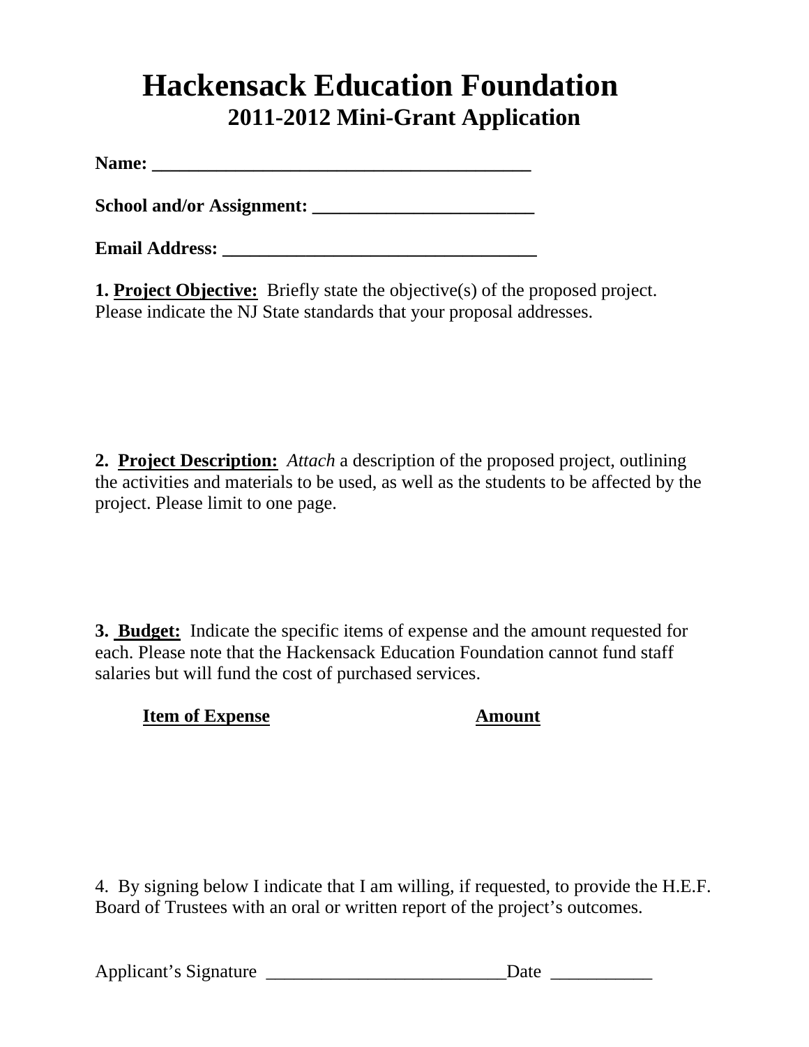# Hackensack Education Foundation

## 2011-2012 Mini-Grant Application

**Name: ________________________________________**

**School and/or Assignment: ________________________**

**Email Address: __________________________________**

**1. <u>Project Objective:</u>** Briefly state the objective(s) of the proposed project. Please indicate the NJ State standards that your proposal addresses.

**2. <u>Project Description:</u>** *Attach* a description of the proposed project, outlining the activities and materials to be used, as well as the students to be affected by the project. Please limit to one page.

**3. <u>Budget:</u>** Indicate the specific items of expense and the amount requested for each. Please note that the Hackensack Education Foundation cannot fund staff salaries but will fund the cost of purchased services.

| **Item of Expense** | **Amount** |
| --- | --- |
| | |

4. By signing below I indicate that I am willing, if requested, to provide the H.E.F. Board of Trustees with an oral or written report of the project's outcomes.

Applicant's Signature __________________________Date ___________